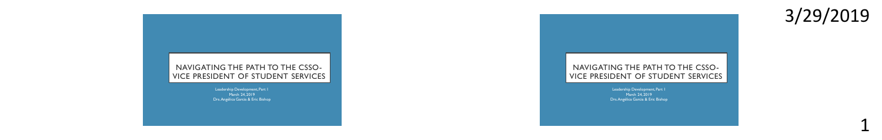# NAVIGATING THE PATH TO THE CSSO-VICE PRESIDENT OF STUDENT SERVICES

Leadership Development, Part 1
March 24, 2019
Drs. Angélica Garcia & Eric Bishop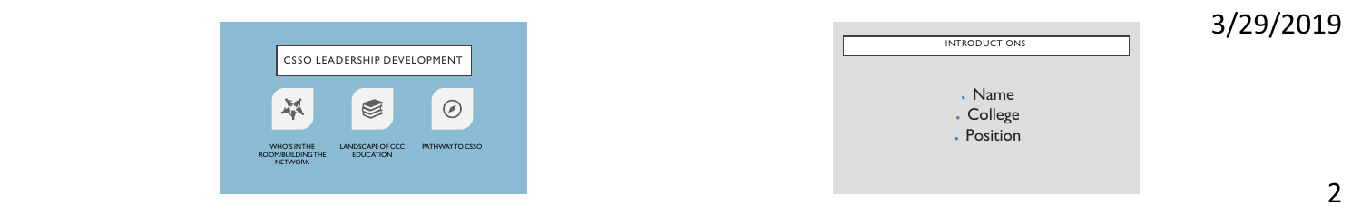## CSSO LEADERSHIP DEVELOPMENT

- WHO'S IN THE ROOM/BUILDING THE NETWORK
- LANDSCAPE OF CCC EDUCATION
- PATHWAY TO CSSO

## INTRODUCTIONS

- Name
- College
- Position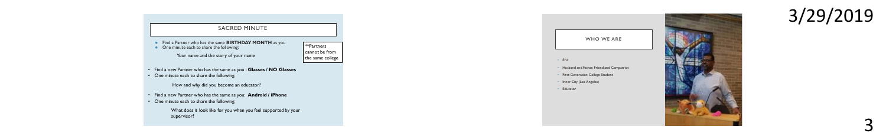## SACRED MINUTE

- Find a Partner who has the same **BIRTHDAY MONTH** as you
- One minute each to share the following:

  Your name and the story of your name

**Partners cannot be from the same college

- Find a new Partner who has the same as you : **Glasses / NO Glasses**
- One minute each to share the following:

  How and why did you become an educator?

- Find a new Partner who has the same as you: **Android / iPhone**
- One minute each to share the following:

  What does it look like for you when you feel supported by your supervisor?

## WHO WE ARE

- Eric
- Husband and Father, Friend and Compatriot
- First-Generation College Student
- Inner City (Los Angeles)
- Educator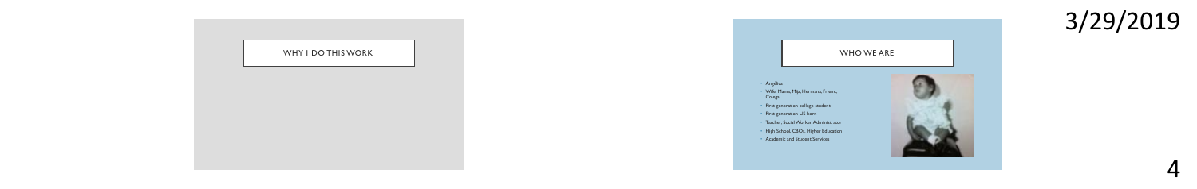## WHY I DO THIS WORK

## WHO WE ARE

- Angélica
- Wife, Mama, Mija, Hermana, Friend, Colega
- First-generation college student
- First-generation US born
- Teacher, Social Worker, Administrator
- High School, CBOs, Higher Education
- Academic and Student Services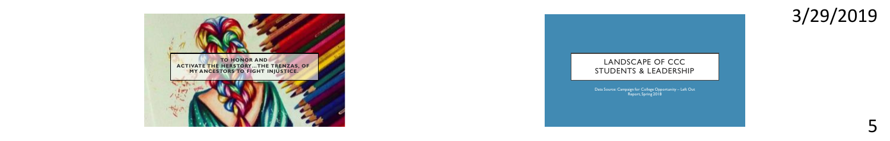TO HONOR AND ACTIVATE THE HERSTORY…THE TRENZAS, OF MY ANCESTORS TO FIGHT INJUSTICE.

## LANDSCAPE OF CCC STUDENTS & LEADERSHIP

Data Source: Campaign for College Opportunity – Left Out Report, Spring 2018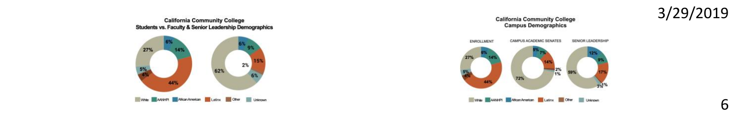**California Community College**
**Students vs. Faculty & Senior Leadership Demographics**

| | Students | Faculty & Senior Leadership |
|---|---|---|
| White | 27% | 62% |
| AANHPI | 14% | 9% |
| African American | 6% | 6% |
| Latinx | 44% | 15% |
| Other | 4% | 2% |
| Unknown | 5% | 6% |

White · AANHPI · African American · Latinx · Other · Unknown

**California Community College**
**Campus Demographics**

| | ENROLLMENT | CAMPUS ACADEMIC SENATES | SENIOR LEADERSHIP |
|---|---|---|---|
| White | 27% | 72% | 59% |
| AANHPI | 14% | 7% | 9% |
| African American | 6% | 5% | 12% |
| Latinx | 44% | 14% | 17% |
| Other | 4% | 2% | 1% |
| Unknown | 5% | 1% | 3% |

White · AANHPI · African American · Latinx · Other · Unknown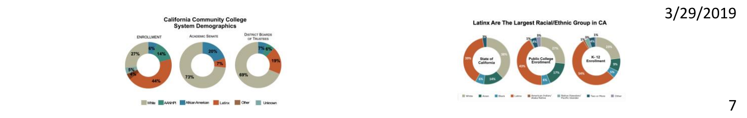## California Community College System Demographics

ENROLLMENT — White 27%, AANHPI 14%, African American 6%, Latinx 44%, Other 4%, Unknown 5%

ACADEMIC SENATE — White 73%, African American 20%, Latinx 7%

DISTRICT BOARDS OF TRUSTEES — White 69%, African American 7%, AANHPI 6%, Latinx 19%

White | AANHPI | African American | Latinx | Other | Unknown

## Latinx Are The Largest Racial/Ethnic Group in CA

State of California — 39%, 38%, 14%, 6%, 3%

Public College Enrollment — 43%, 27%, 17%, 6%, 4%, 3%, 1%

K-12 Enrollment — 54%, 23%, 9%, 5%, 3%, 1%, 1%

White | Asian | Black | Latinx | American Indian/Alaska Native | Native Hawaiian/Pacific Islander | Two or More | Other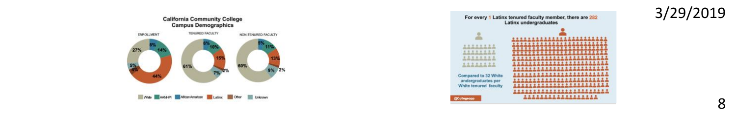**California Community College Campus Demographics**

ENROLLMENT — TENURED FACULTY — NON-TENURED FACULTY

| | White | AANHPI | African American | Latinx | Other | Unknown |
|---|---|---|---|---|---|---|
| Enrollment | 27% | 14% | 6% | 44% | 4% | 5% |
| Tenured Faculty | 61% | 10% | 6% | 15% | 2% | 7% |
| Non-Tenured Faculty | 60% | 11% | 5% | 13% | 2% | 9% |

For every 1 Latinx tenured faculty member, there are 282 Latinx undergraduates

Compared to 32 White undergraduates per White tenured faculty

@Collegeopp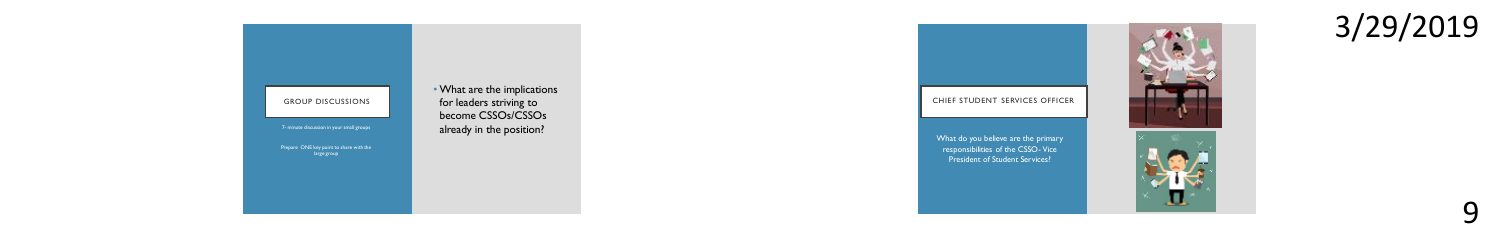## GROUP DISCUSSIONS

7- minute discussion in your small groups

Prepare ONE key point to share with the large group

- What are the implications for leaders striving to become CSSOs/CSSOs already in the position?

## CHIEF STUDENT SERVICES OFFICER

What do you believe are the primary responsibilities of the CSSO- Vice President of Student Services?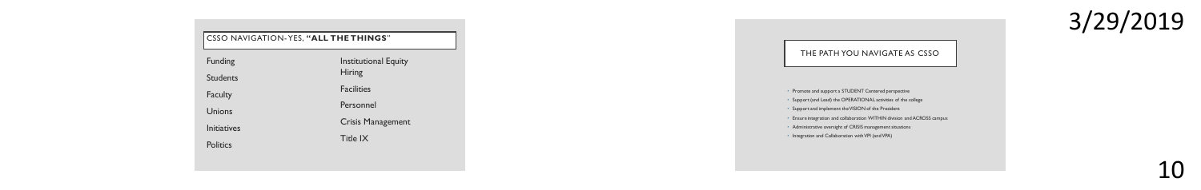## CSSO NAVIGATION- YES, "ALL THE THINGS"

- Funding
- Students
- Faculty
- Unions
- Initiatives
- Politics
- Institutional Equity
- Hiring
- Facilities
- Personnel
- Crisis Management
- Title IX

## THE PATH YOU NAVIGATE AS CSSO

- Promote and support a STUDENT Centered perspective
- Support (and Lead) the OPERATIONAL activities of the college
- Support and implement the VISION of the President
- Ensure integration and collaboration WITHIN division and ACROSS campus
- Administrative oversight of CRISIS management situations
- Integration and Collaboration with VPI (and VPA)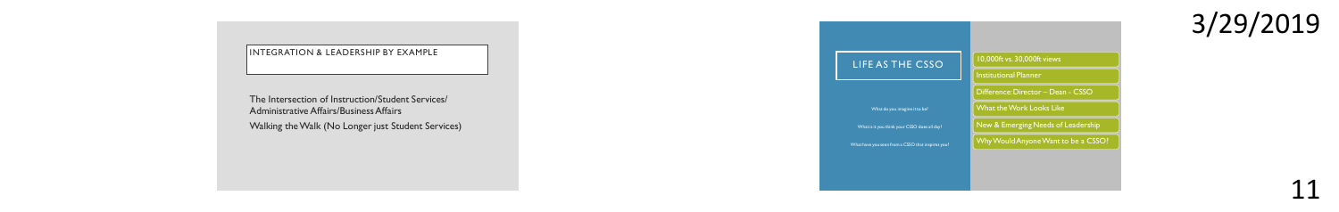## INTEGRATION & LEADERSHIP BY EXAMPLE

The Intersection of Instruction/Student Services/ Administrative Affairs/Business Affairs

Walking the Walk (No Longer just Student Services)

## LIFE AS THE CSSO

What do you imagine it to be?

What is it you think your CSSO does all day?

What have you seen from a CSSO that inspires you?

- 10,000ft vs. 30,000ft views
- Institutional Planner
- Difference: Director – Dean - CSSO
- What the Work Looks Like
- New & Emerging Needs of Leadership
- Why Would Anyone Want to be a CSSO!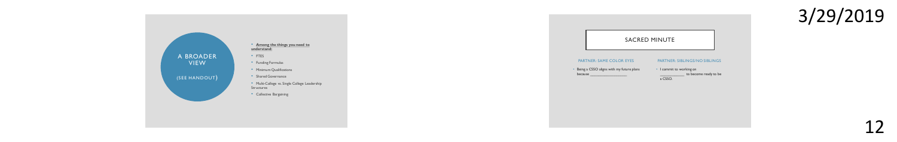## A BROADER VIEW

(SEE HANDOUT)

- **Among the things you need to understand:**
- FTES
- Funding Formulas
- Minimum Qualifications
- Shared Governance
- Multi-College vs. Single College Leadership Structures
- Collective Bargaining

## SACRED MINUTE

**PARTNER: SAME COLOR EYES**

- Being a CSSO aligns with my future plans because ___________________

**PARTNER: SIBLINGS/NO SIBLINGS**

- I commit to working on ___________ to become ready to be a CSSO.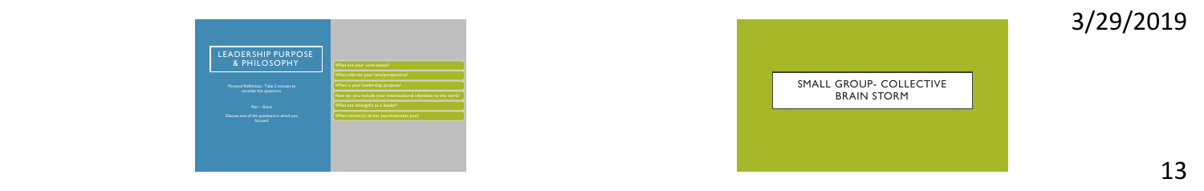## LEADERSHIP PURPOSE & PHILOSOPHY

Personal Reflection - Take 3 minutes to consider the questions.

Pair – Share

Discuss one of the questions in which you focused.

- What are your core values?
- What informs your lens/perspective?
- What is your leadership purpose?
- How do you include your intersectional identities to the work?
- What are strengths as a leader?
- What intrinsicly drives you/motivates you?

## SMALL GROUP- COLLECTIVE BRAIN STORM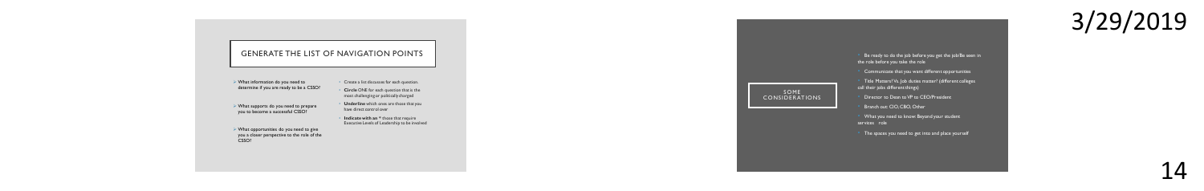## GENERATE THE LIST OF NAVIGATION POINTS

- What information do you need to determine if you are ready to be a CSSO?
- What supports do you need to prepare you to become a successful CSSO?
- What opportunities do you need to give you a closer perspective to the role of the CSSO?

- Create a list discusses for each question.
- **Circle** ONE for each question that is the most challenging or politically charged
- **Underline** which ones are those that you have direct control over
- **Indicate with an** * those that require Executive Levels of Leadership to be involved

## SOME CONSIDERATIONS

- Be ready to do the job before you get the job/Be seen in the role before you take the role
- Communicate that you want different opportunities
- Title Matters? Vs. Job duties matter? (different colleges call their jobs different things)
- Director to Dean to VP to CEO/President
- Branch out: CIO, CBO, Other
- What you need to know: Beyond your student services role
- The spaces you need to get into and place yourself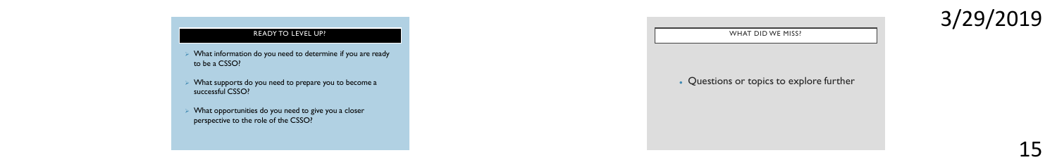## READY TO LEVEL UP?

- What information do you need to determine if you are ready to be a CSSO?
- What supports do you need to prepare you to become a successful CSSO?
- What opportunities do you need to give you a closer perspective to the role of the CSSO?

## WHAT DID WE MISS?

- Questions or topics to explore further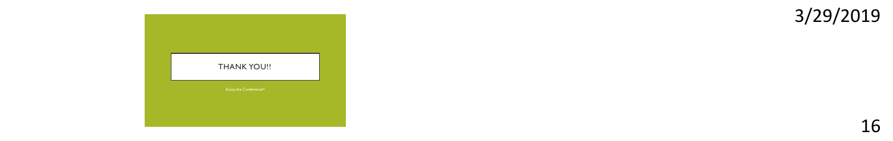# THANK YOU!!

Enjoy the Conference!!